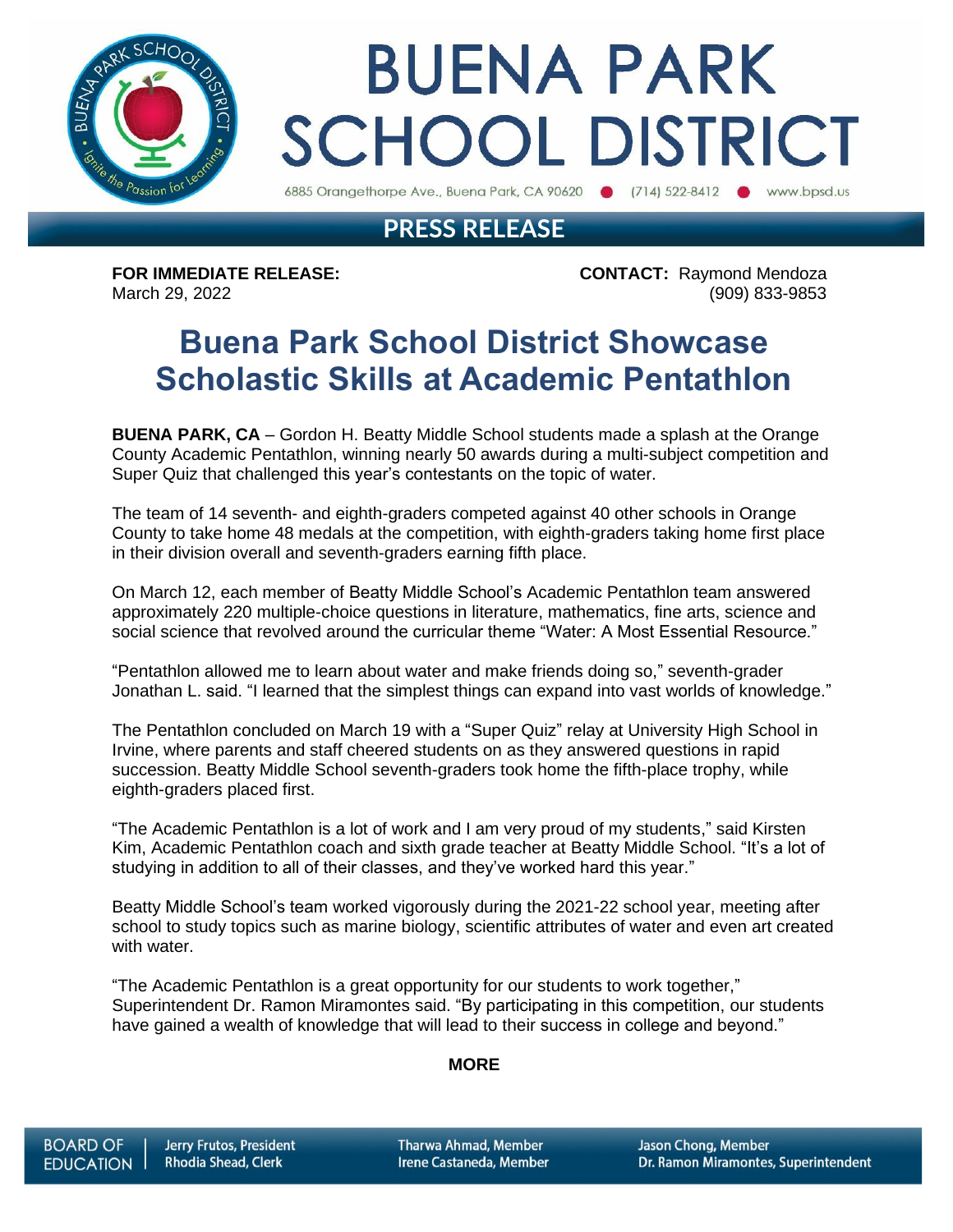# BUENA PARK SCHOOL DISTRICT

6885 Orangethorpe Ave., Buena Park, CA 90620 • (714) 522-8412 • www.bpsd.us

## PRESS RELEASE

**FOR IMMEDIATE RELEASE:**
March 29, 2022

**CONTACT:** Raymond Mendoza
(909) 833-9853

# Buena Park School District Showcase Scholastic Skills at Academic Pentathlon

**BUENA PARK, CA** – Gordon H. Beatty Middle School students made a splash at the Orange County Academic Pentathlon, winning nearly 50 awards during a multi-subject competition and Super Quiz that challenged this year's contestants on the topic of water.

The team of 14 seventh- and eighth-graders competed against 40 other schools in Orange County to take home 48 medals at the competition, with eighth-graders taking home first place in their division overall and seventh-graders earning fifth place.

On March 12, each member of Beatty Middle School's Academic Pentathlon team answered approximately 220 multiple-choice questions in literature, mathematics, fine arts, science and social science that revolved around the curricular theme "Water: A Most Essential Resource."

"Pentathlon allowed me to learn about water and make friends doing so," seventh-grader Jonathan L. said. "I learned that the simplest things can expand into vast worlds of knowledge."

The Pentathlon concluded on March 19 with a "Super Quiz" relay at University High School in Irvine, where parents and staff cheered students on as they answered questions in rapid succession. Beatty Middle School seventh-graders took home the fifth-place trophy, while eighth-graders placed first.

"The Academic Pentathlon is a lot of work and I am very proud of my students," said Kirsten Kim, Academic Pentathlon coach and sixth grade teacher at Beatty Middle School. "It's a lot of studying in addition to all of their classes, and they've worked hard this year."

Beatty Middle School's team worked vigorously during the 2021-22 school year, meeting after school to study topics such as marine biology, scientific attributes of water and even art created with water.

"The Academic Pentathlon is a great opportunity for our students to work together," Superintendent Dr. Ramon Miramontes said. "By participating in this competition, our students have gained a wealth of knowledge that will lead to their success in college and beyond."

**MORE**

BOARD OF EDUCATION | Jerry Frutos, President | Rhodia Shead, Clerk | Tharwa Ahmad, Member | Irene Castaneda, Member | Jason Chong, Member | Dr. Ramon Miramontes, Superintendent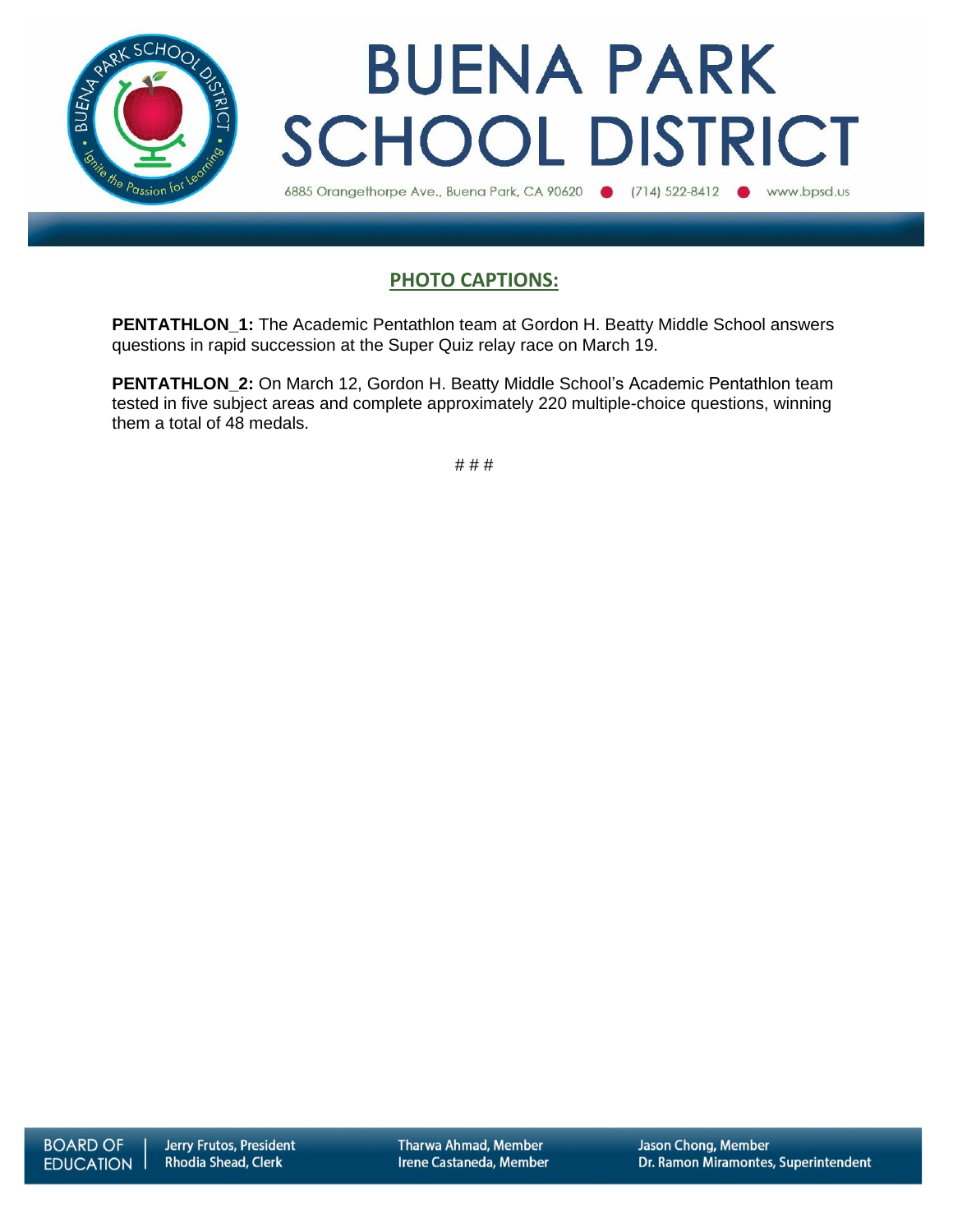# BUENA PARK SCHOOL DISTRICT

6885 Orangethorpe Ave., Buena Park, CA 90620 ● (714) 522-8412 ● www.bpsd.us

## PHOTO CAPTIONS:

**PENTATHLON_1:** The Academic Pentathlon team at Gordon H. Beatty Middle School answers questions in rapid succession at the Super Quiz relay race on March 19.

**PENTATHLON_2:** On March 12, Gordon H. Beatty Middle School's Academic Pentathlon team tested in five subject areas and complete approximately 220 multiple-choice questions, winning them a total of 48 medals.

# # #

BOARD OF EDUCATION | Jerry Frutos, President | Rhodia Shead, Clerk | Tharwa Ahmad, Member | Irene Castaneda, Member | Jason Chong, Member | Dr. Ramon Miramontes, Superintendent